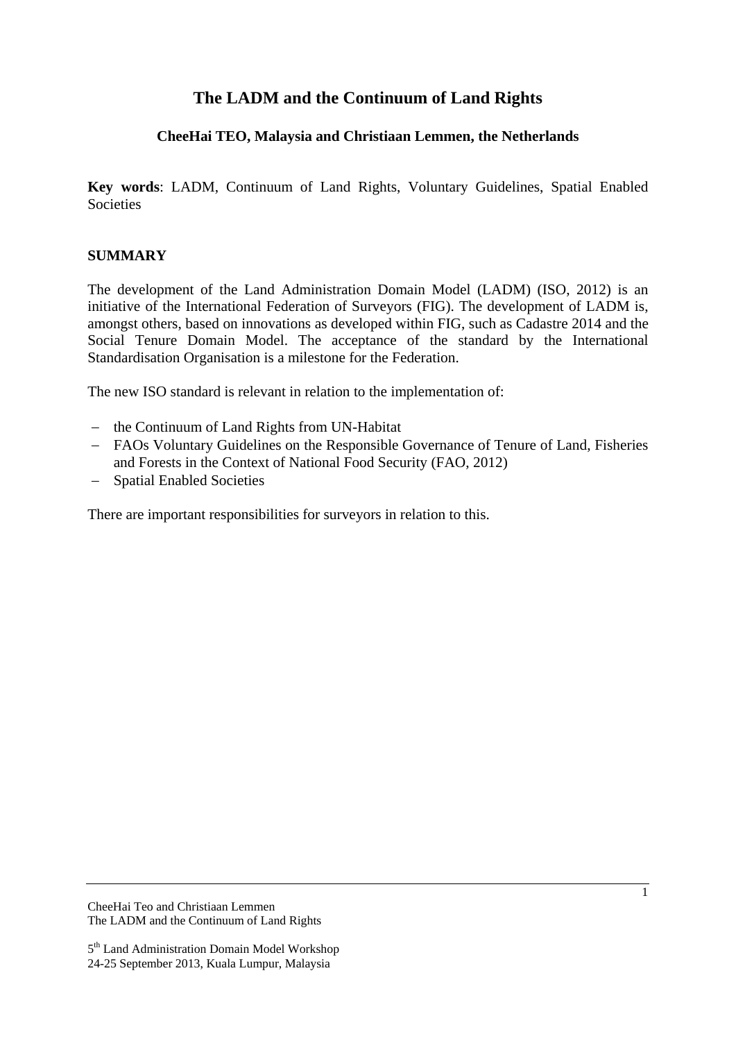# The LADM and the Continuum of Land Rights

### CheeHai TEO, Malaysia and Christiaan Lemmen, the Netherlands

**Key words**: LADM, Continuum of Land Rights, Voluntary Guidelines, Spatial Enabled Societies

## SUMMARY

The development of the Land Administration Domain Model (LADM) (ISO, 2012) is an initiative of the International Federation of Surveyors (FIG). The development of LADM is, amongst others, based on innovations as developed within FIG, such as Cadastre 2014 and the Social Tenure Domain Model. The acceptance of the standard by the International Standardisation Organisation is a milestone for the Federation.

The new ISO standard is relevant in relation to the implementation of:

- the Continuum of Land Rights from UN-Habitat
- FAOs Voluntary Guidelines on the Responsible Governance of Tenure of Land, Fisheries and Forests in the Context of National Food Security (FAO, 2012)
- Spatial Enabled Societies

There are important responsibilities for surveyors in relation to this.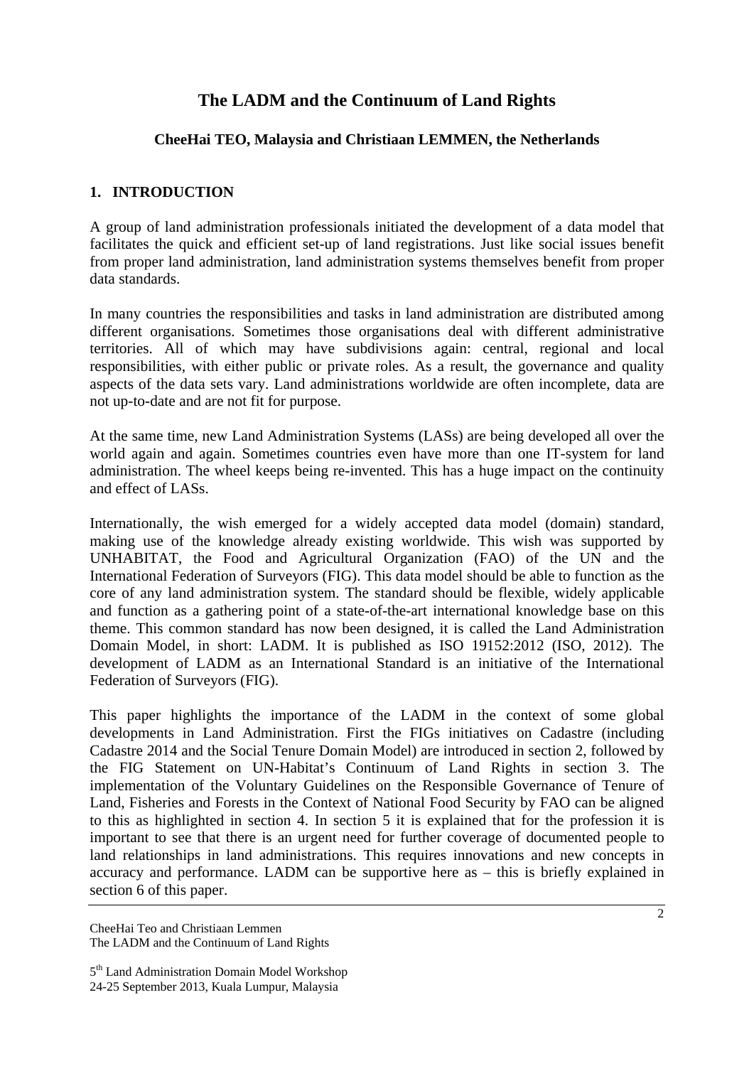# The LADM and the Continuum of Land Rights

**CheeHai TEO, Malaysia and Christiaan LEMMEN, the Netherlands**

## 1. INTRODUCTION

A group of land administration professionals initiated the development of a data model that facilitates the quick and efficient set-up of land registrations. Just like social issues benefit from proper land administration, land administration systems themselves benefit from proper data standards.

In many countries the responsibilities and tasks in land administration are distributed among different organisations. Sometimes those organisations deal with different administrative territories. All of which may have subdivisions again: central, regional and local responsibilities, with either public or private roles. As a result, the governance and quality aspects of the data sets vary. Land administrations worldwide are often incomplete, data are not up-to-date and are not fit for purpose.

At the same time, new Land Administration Systems (LASs) are being developed all over the world again and again. Sometimes countries even have more than one IT-system for land administration. The wheel keeps being re-invented. This has a huge impact on the continuity and effect of LASs.

Internationally, the wish emerged for a widely accepted data model (domain) standard, making use of the knowledge already existing worldwide. This wish was supported by UNHABITAT, the Food and Agricultural Organization (FAO) of the UN and the International Federation of Surveyors (FIG). This data model should be able to function as the core of any land administration system. The standard should be flexible, widely applicable and function as a gathering point of a state-of-the-art international knowledge base on this theme. This common standard has now been designed, it is called the Land Administration Domain Model, in short: LADM. It is published as ISO 19152:2012 (ISO, 2012). The development of LADM as an International Standard is an initiative of the International Federation of Surveyors (FIG).

This paper highlights the importance of the LADM in the context of some global developments in Land Administration. First the FIGs initiatives on Cadastre (including Cadastre 2014 and the Social Tenure Domain Model) are introduced in section 2, followed by the FIG Statement on UN-Habitat's Continuum of Land Rights in section 3. The implementation of the Voluntary Guidelines on the Responsible Governance of Tenure of Land, Fisheries and Forests in the Context of National Food Security by FAO can be aligned to this as highlighted in section 4. In section 5 it is explained that for the profession it is important to see that there is an urgent need for further coverage of documented people to land relationships in land administrations. This requires innovations and new concepts in accuracy and performance. LADM can be supportive here as – this is briefly explained in section 6 of this paper.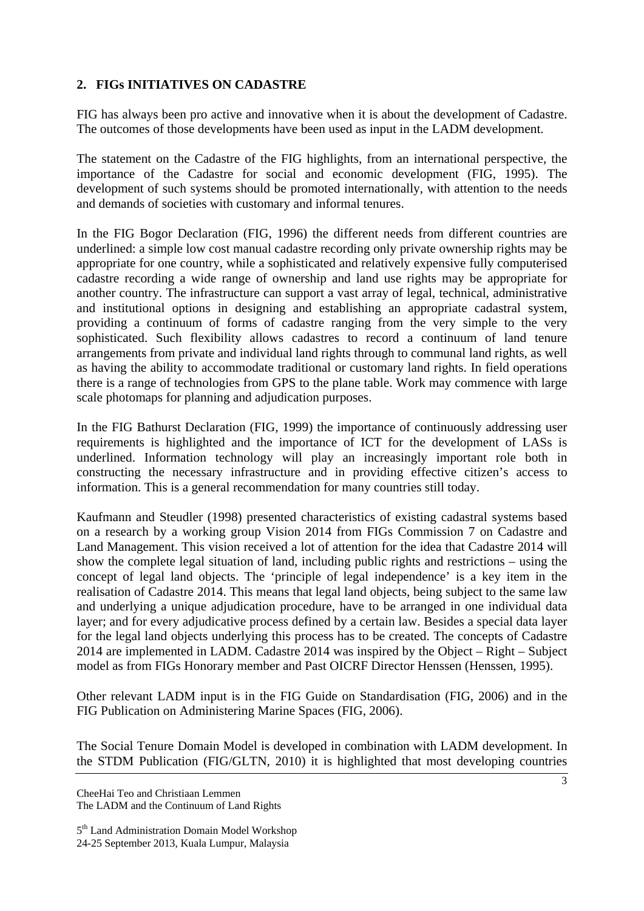## 2. FIGs INITIATIVES ON CADASTRE

FIG has always been pro active and innovative when it is about the development of Cadastre. The outcomes of those developments have been used as input in the LADM development.

The statement on the Cadastre of the FIG highlights, from an international perspective, the importance of the Cadastre for social and economic development (FIG, 1995). The development of such systems should be promoted internationally, with attention to the needs and demands of societies with customary and informal tenures.

In the FIG Bogor Declaration (FIG, 1996) the different needs from different countries are underlined: a simple low cost manual cadastre recording only private ownership rights may be appropriate for one country, while a sophisticated and relatively expensive fully computerised cadastre recording a wide range of ownership and land use rights may be appropriate for another country. The infrastructure can support a vast array of legal, technical, administrative and institutional options in designing and establishing an appropriate cadastral system, providing a continuum of forms of cadastre ranging from the very simple to the very sophisticated. Such flexibility allows cadastres to record a continuum of land tenure arrangements from private and individual land rights through to communal land rights, as well as having the ability to accommodate traditional or customary land rights. In field operations there is a range of technologies from GPS to the plane table. Work may commence with large scale photomaps for planning and adjudication purposes.

In the FIG Bathurst Declaration (FIG, 1999) the importance of continuously addressing user requirements is highlighted and the importance of ICT for the development of LASs is underlined. Information technology will play an increasingly important role both in constructing the necessary infrastructure and in providing effective citizen's access to information. This is a general recommendation for many countries still today.

Kaufmann and Steudler (1998) presented characteristics of existing cadastral systems based on a research by a working group Vision 2014 from FIGs Commission 7 on Cadastre and Land Management. This vision received a lot of attention for the idea that Cadastre 2014 will show the complete legal situation of land, including public rights and restrictions – using the concept of legal land objects. The 'principle of legal independence' is a key item in the realisation of Cadastre 2014. This means that legal land objects, being subject to the same law and underlying a unique adjudication procedure, have to be arranged in one individual data layer; and for every adjudicative process defined by a certain law. Besides a special data layer for the legal land objects underlying this process has to be created. The concepts of Cadastre 2014 are implemented in LADM. Cadastre 2014 was inspired by the Object – Right – Subject model as from FIGs Honorary member and Past OICRF Director Henssen (Henssen, 1995).

Other relevant LADM input is in the FIG Guide on Standardisation (FIG, 2006) and in the FIG Publication on Administering Marine Spaces (FIG, 2006).

The Social Tenure Domain Model is developed in combination with LADM development. In the STDM Publication (FIG/GLTN, 2010) it is highlighted that most developing countries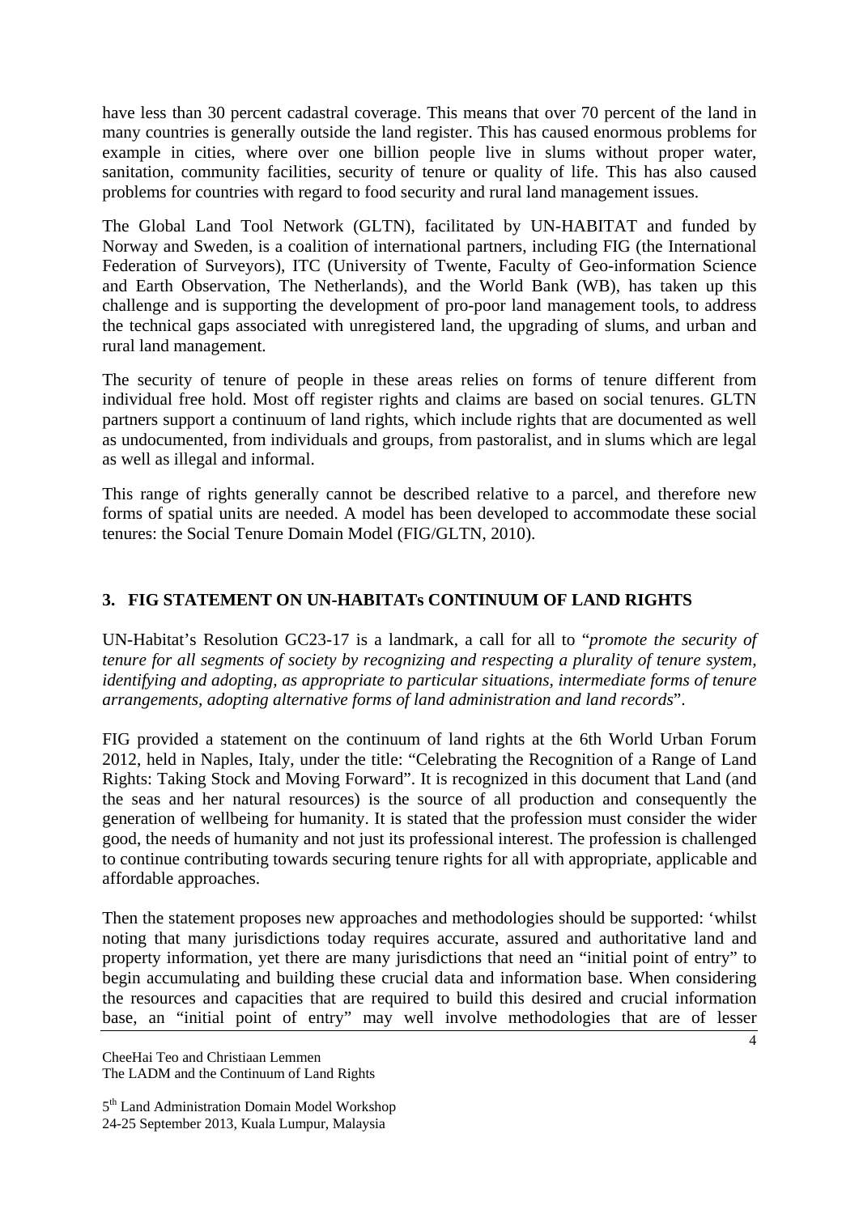have less than 30 percent cadastral coverage. This means that over 70 percent of the land in many countries is generally outside the land register. This has caused enormous problems for example in cities, where over one billion people live in slums without proper water, sanitation, community facilities, security of tenure or quality of life. This has also caused problems for countries with regard to food security and rural land management issues.

The Global Land Tool Network (GLTN), facilitated by UN-HABITAT and funded by Norway and Sweden, is a coalition of international partners, including FIG (the International Federation of Surveyors), ITC (University of Twente, Faculty of Geo-information Science and Earth Observation, The Netherlands), and the World Bank (WB), has taken up this challenge and is supporting the development of pro-poor land management tools, to address the technical gaps associated with unregistered land, the upgrading of slums, and urban and rural land management.

The security of tenure of people in these areas relies on forms of tenure different from individual free hold. Most off register rights and claims are based on social tenures. GLTN partners support a continuum of land rights, which include rights that are documented as well as undocumented, from individuals and groups, from pastoralist, and in slums which are legal as well as illegal and informal.

This range of rights generally cannot be described relative to a parcel, and therefore new forms of spatial units are needed. A model has been developed to accommodate these social tenures: the Social Tenure Domain Model (FIG/GLTN, 2010).

## 3. FIG STATEMENT ON UN-HABITATs CONTINUUM OF LAND RIGHTS

UN-Habitat's Resolution GC23-17 is a landmark, a call for all to "*promote the security of tenure for all segments of society by recognizing and respecting a plurality of tenure system, identifying and adopting, as appropriate to particular situations, intermediate forms of tenure arrangements, adopting alternative forms of land administration and land records*".

FIG provided a statement on the continuum of land rights at the 6th World Urban Forum 2012, held in Naples, Italy, under the title: "Celebrating the Recognition of a Range of Land Rights: Taking Stock and Moving Forward". It is recognized in this document that Land (and the seas and her natural resources) is the source of all production and consequently the generation of wellbeing for humanity. It is stated that the profession must consider the wider good, the needs of humanity and not just its professional interest. The profession is challenged to continue contributing towards securing tenure rights for all with appropriate, applicable and affordable approaches.

Then the statement proposes new approaches and methodologies should be supported: 'whilst noting that many jurisdictions today requires accurate, assured and authoritative land and property information, yet there are many jurisdictions that need an "initial point of entry" to begin accumulating and building these crucial data and information base. When considering the resources and capacities that are required to build this desired and crucial information base, an "initial point of entry" may well involve methodologies that are of lesser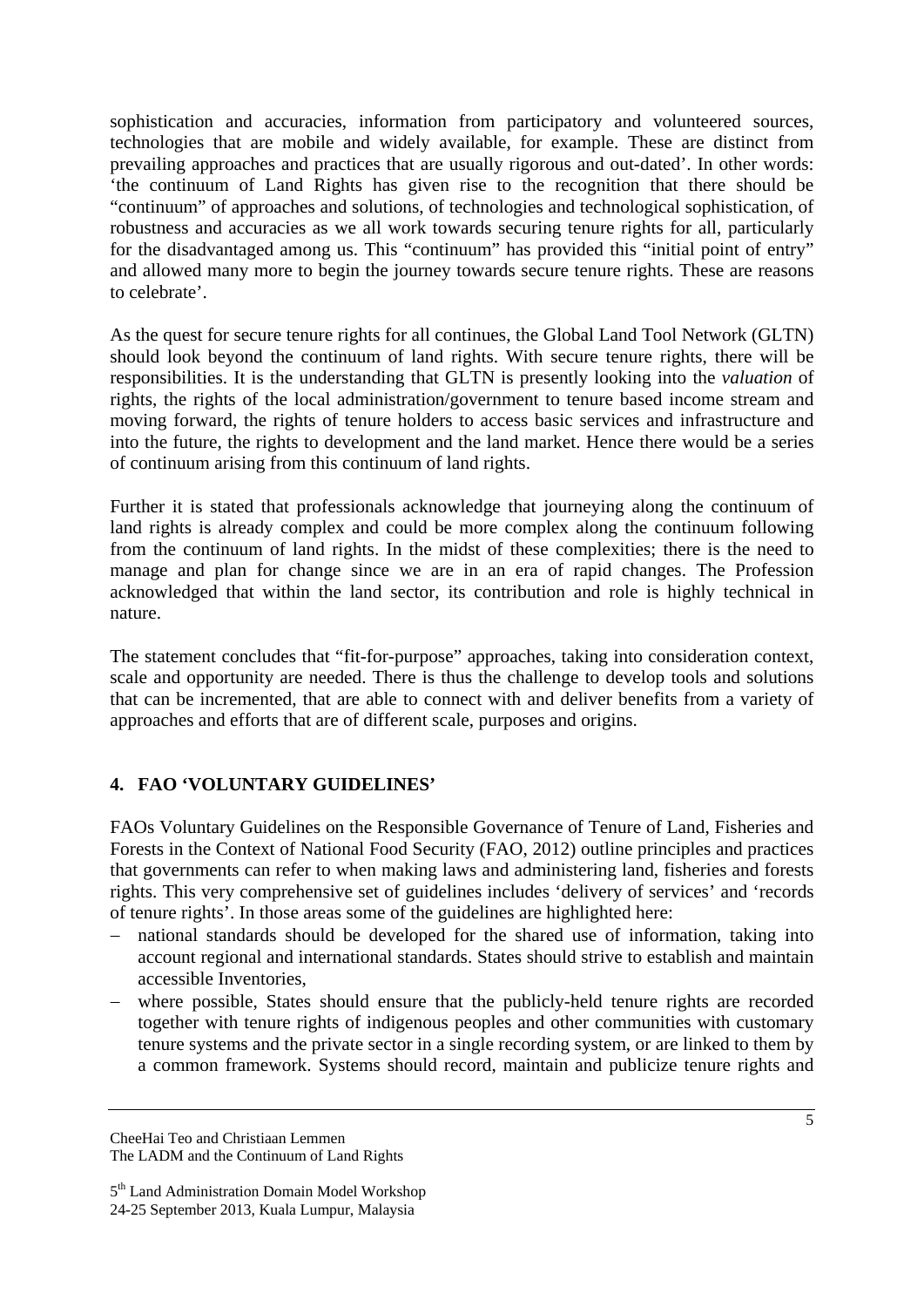sophistication and accuracies, information from participatory and volunteered sources, technologies that are mobile and widely available, for example. These are distinct from prevailing approaches and practices that are usually rigorous and out-dated'. In other words: 'the continuum of Land Rights has given rise to the recognition that there should be "continuum" of approaches and solutions, of technologies and technological sophistication, of robustness and accuracies as we all work towards securing tenure rights for all, particularly for the disadvantaged among us. This "continuum" has provided this "initial point of entry" and allowed many more to begin the journey towards secure tenure rights. These are reasons to celebrate'.

As the quest for secure tenure rights for all continues, the Global Land Tool Network (GLTN) should look beyond the continuum of land rights. With secure tenure rights, there will be responsibilities. It is the understanding that GLTN is presently looking into the *valuation* of rights, the rights of the local administration/government to tenure based income stream and moving forward, the rights of tenure holders to access basic services and infrastructure and into the future, the rights to development and the land market. Hence there would be a series of continuum arising from this continuum of land rights.

Further it is stated that professionals acknowledge that journeying along the continuum of land rights is already complex and could be more complex along the continuum following from the continuum of land rights. In the midst of these complexities; there is the need to manage and plan for change since we are in an era of rapid changes. The Profession acknowledged that within the land sector, its contribution and role is highly technical in nature.

The statement concludes that "fit-for-purpose" approaches, taking into consideration context, scale and opportunity are needed. There is thus the challenge to develop tools and solutions that can be incremented, that are able to connect with and deliver benefits from a variety of approaches and efforts that are of different scale, purposes and origins.

## 4. FAO 'VOLUNTARY GUIDELINES'

FAOs Voluntary Guidelines on the Responsible Governance of Tenure of Land, Fisheries and Forests in the Context of National Food Security (FAO, 2012) outline principles and practices that governments can refer to when making laws and administering land, fisheries and forests rights. This very comprehensive set of guidelines includes 'delivery of services' and 'records of tenure rights'. In those areas some of the guidelines are highlighted here:

- national standards should be developed for the shared use of information, taking into account regional and international standards. States should strive to establish and maintain accessible Inventories,
- where possible, States should ensure that the publicly-held tenure rights are recorded together with tenure rights of indigenous peoples and other communities with customary tenure systems and the private sector in a single recording system, or are linked to them by a common framework. Systems should record, maintain and publicize tenure rights and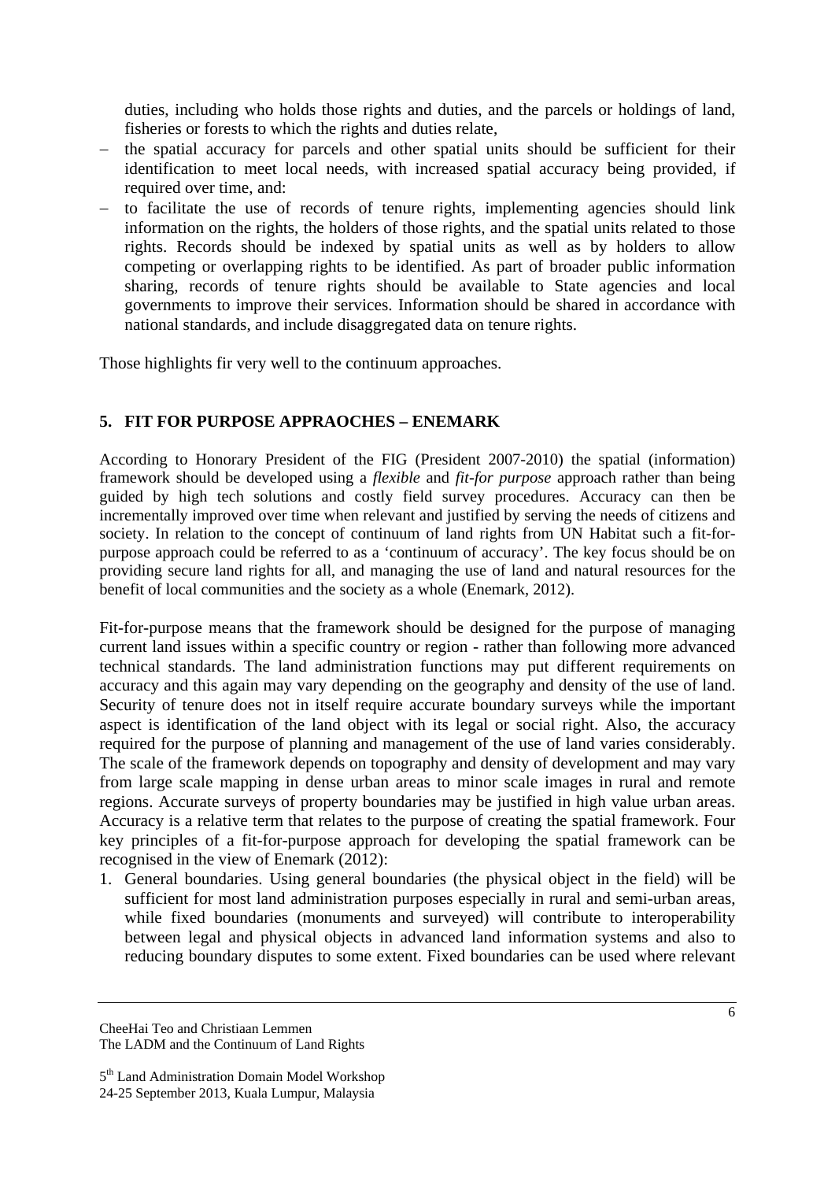duties, including who holds those rights and duties, and the parcels or holdings of land, fisheries or forests to which the rights and duties relate,

- the spatial accuracy for parcels and other spatial units should be sufficient for their identification to meet local needs, with increased spatial accuracy being provided, if required over time, and:
- to facilitate the use of records of tenure rights, implementing agencies should link information on the rights, the holders of those rights, and the spatial units related to those rights. Records should be indexed by spatial units as well as by holders to allow competing or overlapping rights to be identified. As part of broader public information sharing, records of tenure rights should be available to State agencies and local governments to improve their services. Information should be shared in accordance with national standards, and include disaggregated data on tenure rights.

Those highlights fir very well to the continuum approaches.

## 5. FIT FOR PURPOSE APPRAOCHES – ENEMARK

According to Honorary President of the FIG (President 2007-2010) the spatial (information) framework should be developed using a *flexible* and *fit-for purpose* approach rather than being guided by high tech solutions and costly field survey procedures. Accuracy can then be incrementally improved over time when relevant and justified by serving the needs of citizens and society. In relation to the concept of continuum of land rights from UN Habitat such a fit-for-purpose approach could be referred to as a 'continuum of accuracy'. The key focus should be on providing secure land rights for all, and managing the use of land and natural resources for the benefit of local communities and the society as a whole (Enemark, 2012).

Fit-for-purpose means that the framework should be designed for the purpose of managing current land issues within a specific country or region - rather than following more advanced technical standards. The land administration functions may put different requirements on accuracy and this again may vary depending on the geography and density of the use of land. Security of tenure does not in itself require accurate boundary surveys while the important aspect is identification of the land object with its legal or social right. Also, the accuracy required for the purpose of planning and management of the use of land varies considerably. The scale of the framework depends on topography and density of development and may vary from large scale mapping in dense urban areas to minor scale images in rural and remote regions. Accurate surveys of property boundaries may be justified in high value urban areas. Accuracy is a relative term that relates to the purpose of creating the spatial framework. Four key principles of a fit-for-purpose approach for developing the spatial framework can be recognised in the view of Enemark (2012):

1. General boundaries. Using general boundaries (the physical object in the field) will be sufficient for most land administration purposes especially in rural and semi-urban areas, while fixed boundaries (monuments and surveyed) will contribute to interoperability between legal and physical objects in advanced land information systems and also to reducing boundary disputes to some extent. Fixed boundaries can be used where relevant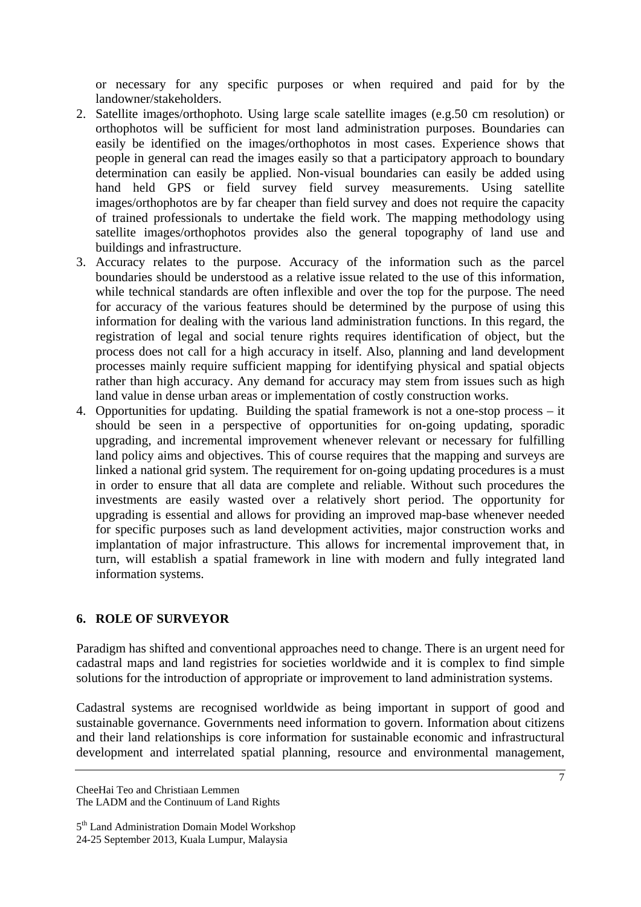or necessary for any specific purposes or when required and paid for by the landowner/stakeholders.

2. Satellite images/orthophoto. Using large scale satellite images (e.g.50 cm resolution) or orthophotos will be sufficient for most land administration purposes. Boundaries can easily be identified on the images/orthophotos in most cases. Experience shows that people in general can read the images easily so that a participatory approach to boundary determination can easily be applied. Non-visual boundaries can easily be added using hand held GPS or field survey field survey measurements. Using satellite images/orthophotos are by far cheaper than field survey and does not require the capacity of trained professionals to undertake the field work. The mapping methodology using satellite images/orthophotos provides also the general topography of land use and buildings and infrastructure.
3. Accuracy relates to the purpose. Accuracy of the information such as the parcel boundaries should be understood as a relative issue related to the use of this information, while technical standards are often inflexible and over the top for the purpose. The need for accuracy of the various features should be determined by the purpose of using this information for dealing with the various land administration functions. In this regard, the registration of legal and social tenure rights requires identification of object, but the process does not call for a high accuracy in itself. Also, planning and land development processes mainly require sufficient mapping for identifying physical and spatial objects rather than high accuracy. Any demand for accuracy may stem from issues such as high land value in dense urban areas or implementation of costly construction works.
4. Opportunities for updating. Building the spatial framework is not a one-stop process – it should be seen in a perspective of opportunities for on-going updating, sporadic upgrading, and incremental improvement whenever relevant or necessary for fulfilling land policy aims and objectives. This of course requires that the mapping and surveys are linked a national grid system. The requirement for on-going updating procedures is a must in order to ensure that all data are complete and reliable. Without such procedures the investments are easily wasted over a relatively short period. The opportunity for upgrading is essential and allows for providing an improved map-base whenever needed for specific purposes such as land development activities, major construction works and implantation of major infrastructure. This allows for incremental improvement that, in turn, will establish a spatial framework in line with modern and fully integrated land information systems.

## 6. ROLE OF SURVEYOR

Paradigm has shifted and conventional approaches need to change. There is an urgent need for cadastral maps and land registries for societies worldwide and it is complex to find simple solutions for the introduction of appropriate or improvement to land administration systems.

Cadastral systems are recognised worldwide as being important in support of good and sustainable governance. Governments need information to govern. Information about citizens and their land relationships is core information for sustainable economic and infrastructural development and interrelated spatial planning, resource and environmental management,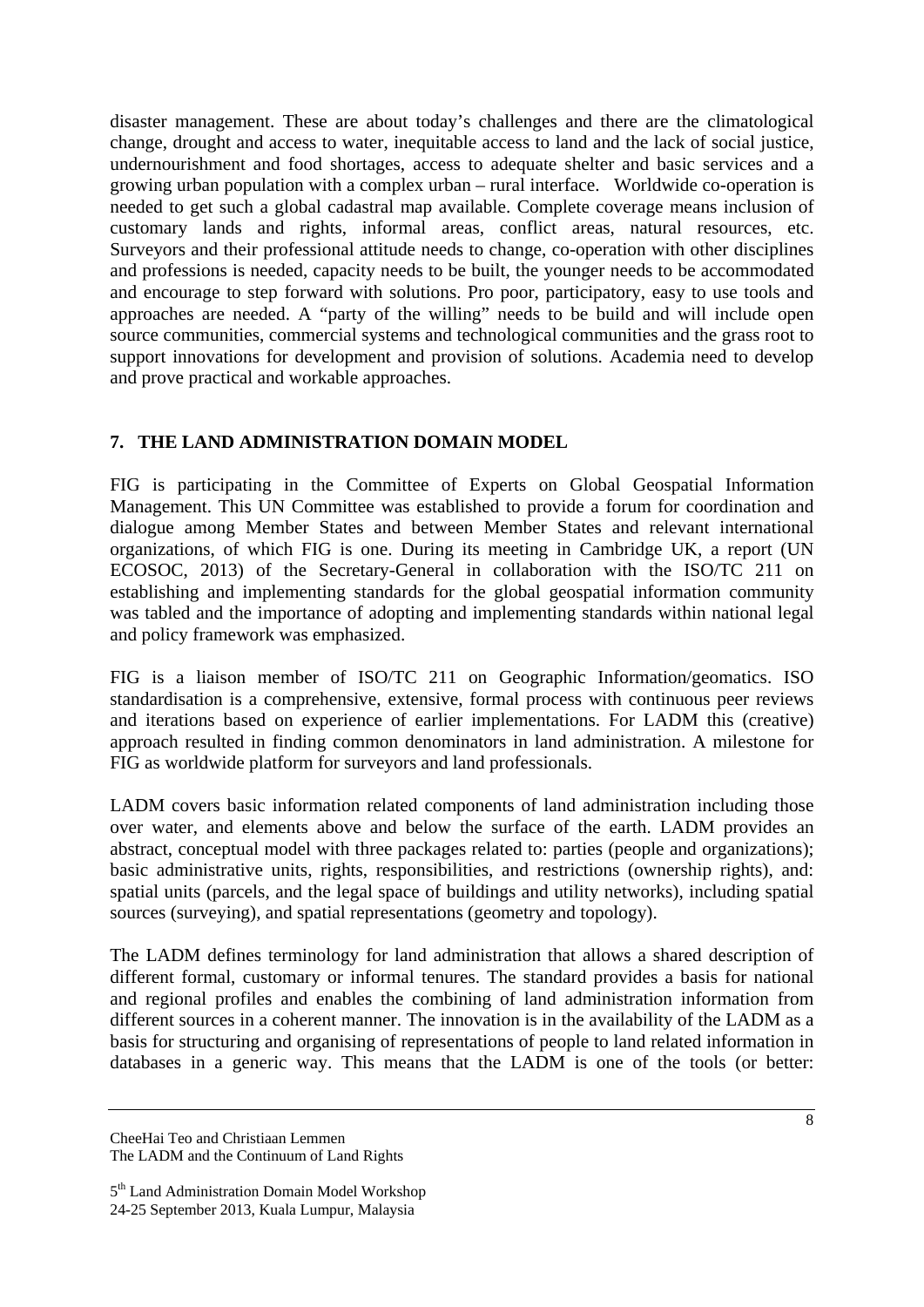disaster management. These are about today's challenges and there are the climatological change, drought and access to water, inequitable access to land and the lack of social justice, undernourishment and food shortages, access to adequate shelter and basic services and a growing urban population with a complex urban – rural interface. Worldwide co-operation is needed to get such a global cadastral map available. Complete coverage means inclusion of customary lands and rights, informal areas, conflict areas, natural resources, etc. Surveyors and their professional attitude needs to change, co-operation with other disciplines and professions is needed, capacity needs to be built, the younger needs to be accommodated and encourage to step forward with solutions. Pro poor, participatory, easy to use tools and approaches are needed. A "party of the willing" needs to be build and will include open source communities, commercial systems and technological communities and the grass root to support innovations for development and provision of solutions. Academia need to develop and prove practical and workable approaches.

## 7. THE LAND ADMINISTRATION DOMAIN MODEL

FIG is participating in the Committee of Experts on Global Geospatial Information Management. This UN Committee was established to provide a forum for coordination and dialogue among Member States and between Member States and relevant international organizations, of which FIG is one. During its meeting in Cambridge UK, a report (UN ECOSOC, 2013) of the Secretary-General in collaboration with the ISO/TC 211 on establishing and implementing standards for the global geospatial information community was tabled and the importance of adopting and implementing standards within national legal and policy framework was emphasized.

FIG is a liaison member of ISO/TC 211 on Geographic Information/geomatics. ISO standardisation is a comprehensive, extensive, formal process with continuous peer reviews and iterations based on experience of earlier implementations. For LADM this (creative) approach resulted in finding common denominators in land administration. A milestone for FIG as worldwide platform for surveyors and land professionals.

LADM covers basic information related components of land administration including those over water, and elements above and below the surface of the earth. LADM provides an abstract, conceptual model with three packages related to: parties (people and organizations); basic administrative units, rights, responsibilities, and restrictions (ownership rights), and: spatial units (parcels, and the legal space of buildings and utility networks), including spatial sources (surveying), and spatial representations (geometry and topology).

The LADM defines terminology for land administration that allows a shared description of different formal, customary or informal tenures. The standard provides a basis for national and regional profiles and enables the combining of land administration information from different sources in a coherent manner. The innovation is in the availability of the LADM as a basis for structuring and organising of representations of people to land related information in databases in a generic way. This means that the LADM is one of the tools (or better: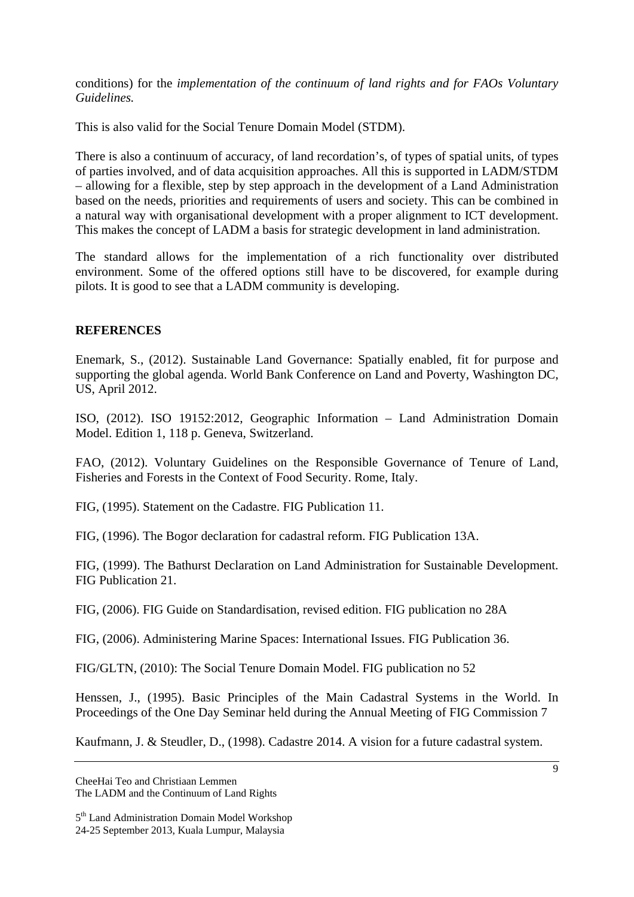conditions) for the *implementation of the continuum of land rights and for FAOs Voluntary Guidelines.*

This is also valid for the Social Tenure Domain Model (STDM).

There is also a continuum of accuracy, of land recordation's, of types of spatial units, of types of parties involved, and of data acquisition approaches. All this is supported in LADM/STDM – allowing for a flexible, step by step approach in the development of a Land Administration based on the needs, priorities and requirements of users and society. This can be combined in a natural way with organisational development with a proper alignment to ICT development. This makes the concept of LADM a basis for strategic development in land administration.

The standard allows for the implementation of a rich functionality over distributed environment. Some of the offered options still have to be discovered, for example during pilots. It is good to see that a LADM community is developing.

## REFERENCES

Enemark, S., (2012). Sustainable Land Governance: Spatially enabled, fit for purpose and supporting the global agenda. World Bank Conference on Land and Poverty, Washington DC, US, April 2012.

ISO, (2012). ISO 19152:2012, Geographic Information – Land Administration Domain Model. Edition 1, 118 p. Geneva, Switzerland.

FAO, (2012). Voluntary Guidelines on the Responsible Governance of Tenure of Land, Fisheries and Forests in the Context of Food Security. Rome, Italy.

FIG, (1995). Statement on the Cadastre. FIG Publication 11.

FIG, (1996). The Bogor declaration for cadastral reform. FIG Publication 13A.

FIG, (1999). The Bathurst Declaration on Land Administration for Sustainable Development. FIG Publication 21.

FIG, (2006). FIG Guide on Standardisation, revised edition. FIG publication no 28A

FIG, (2006). Administering Marine Spaces: International Issues. FIG Publication 36.

FIG/GLTN, (2010): The Social Tenure Domain Model. FIG publication no 52

Henssen, J., (1995). Basic Principles of the Main Cadastral Systems in the World. In Proceedings of the One Day Seminar held during the Annual Meeting of FIG Commission 7

Kaufmann, J. & Steudler, D., (1998). Cadastre 2014. A vision for a future cadastral system.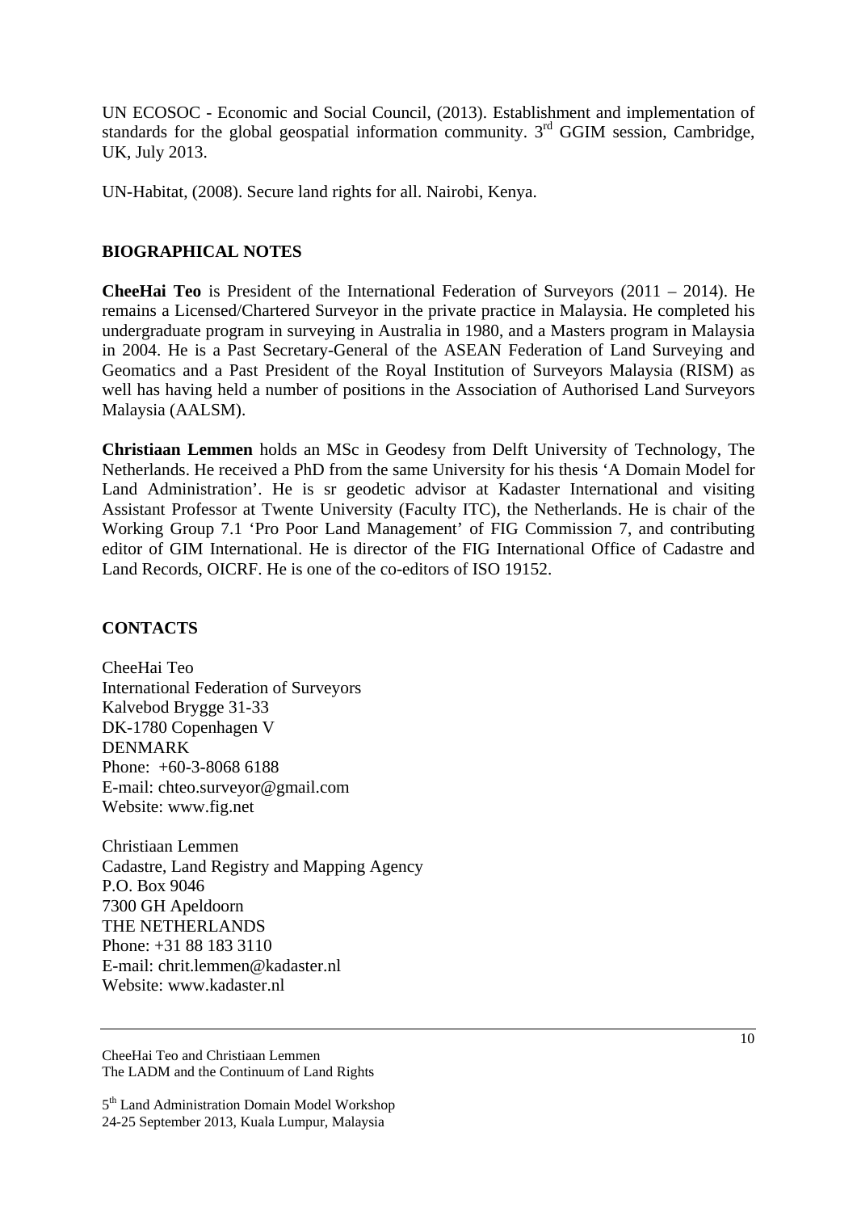UN ECOSOC - Economic and Social Council, (2013). Establishment and implementation of standards for the global geospatial information community. 3rd GGIM session, Cambridge, UK, July 2013.

UN-Habitat, (2008). Secure land rights for all. Nairobi, Kenya.

## BIOGRAPHICAL NOTES

**CheeHai Teo** is President of the International Federation of Surveyors (2011 – 2014). He remains a Licensed/Chartered Surveyor in the private practice in Malaysia. He completed his undergraduate program in surveying in Australia in 1980, and a Masters program in Malaysia in 2004. He is a Past Secretary-General of the ASEAN Federation of Land Surveying and Geomatics and a Past President of the Royal Institution of Surveyors Malaysia (RISM) as well has having held a number of positions in the Association of Authorised Land Surveyors Malaysia (AALSM).

**Christiaan Lemmen** holds an MSc in Geodesy from Delft University of Technology, The Netherlands. He received a PhD from the same University for his thesis 'A Domain Model for Land Administration'. He is sr geodetic advisor at Kadaster International and visiting Assistant Professor at Twente University (Faculty ITC), the Netherlands. He is chair of the Working Group 7.1 'Pro Poor Land Management' of FIG Commission 7, and contributing editor of GIM International. He is director of the FIG International Office of Cadastre and Land Records, OICRF. He is one of the co-editors of ISO 19152.

## CONTACTS

CheeHai Teo
International Federation of Surveyors
Kalvebod Brygge 31-33
DK-1780 Copenhagen V
DENMARK
Phone: +60-3-8068 6188
E-mail: chteo.surveyor@gmail.com
Website: www.fig.net

Christiaan Lemmen
Cadastre, Land Registry and Mapping Agency
P.O. Box 9046
7300 GH Apeldoorn
THE NETHERLANDS
Phone: +31 88 183 3110
E-mail: chrit.lemmen@kadaster.nl
Website: www.kadaster.nl